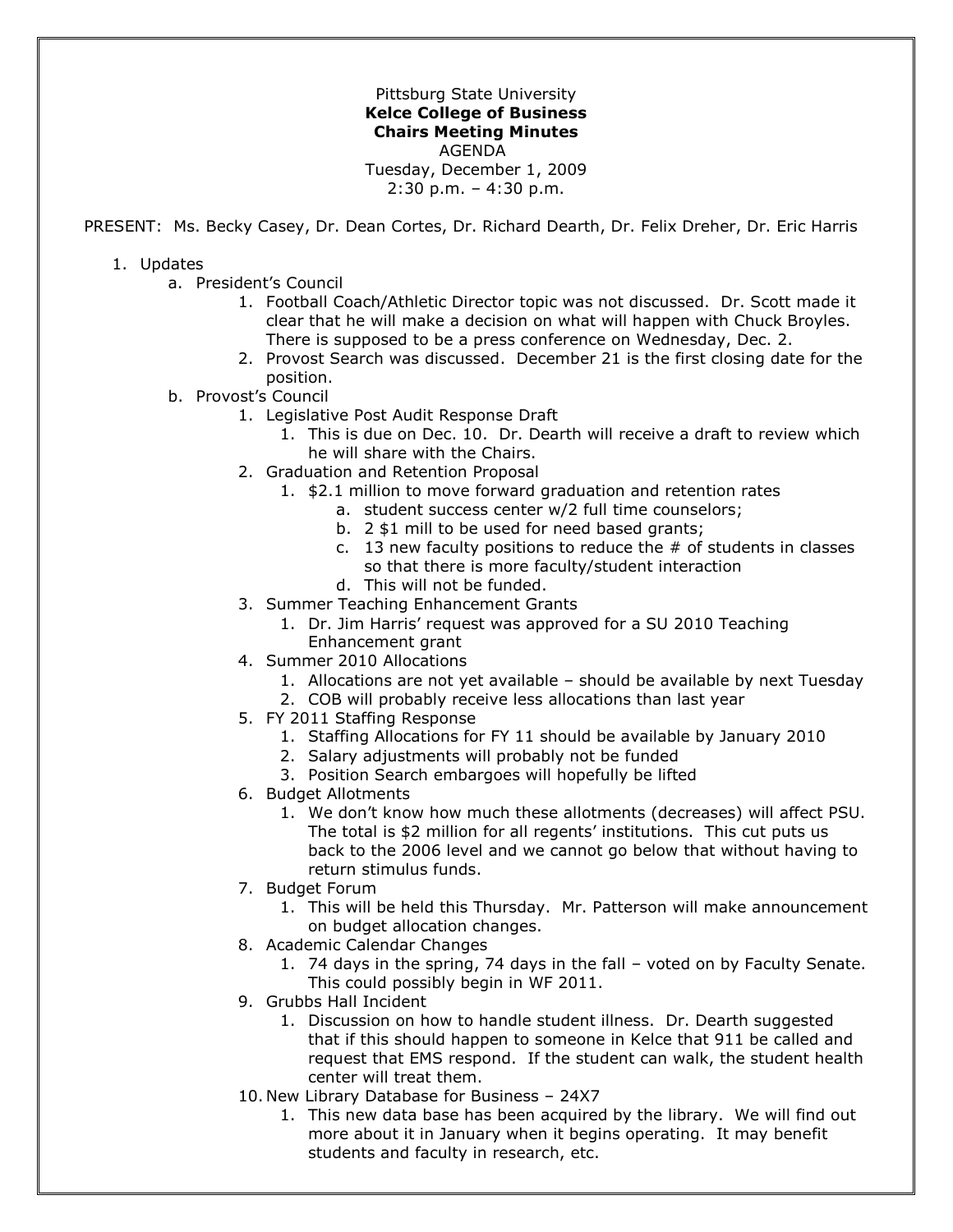Pittsburg State University

**Kelce College of Business**

**Chairs Meeting Minutes**

AGENDA

Tuesday, December 1, 2009

2:30 p.m. – 4:30 p.m.

PRESENT: Ms. Becky Casey, Dr. Dean Cortes, Dr. Richard Dearth, Dr. Felix Dreher, Dr. Eric Harris

1. Updates
   a. President's Council
      1. Football Coach/Athletic Director topic was not discussed. Dr. Scott made it clear that he will make a decision on what will happen with Chuck Broyles. There is supposed to be a press conference on Wednesday, Dec. 2.
      2. Provost Search was discussed. December 21 is the first closing date for the position.

   b. Provost's Council
      1. Legislative Post Audit Response Draft
         1. This is due on Dec. 10. Dr. Dearth will receive a draft to review which he will share with the Chairs.
      2. Graduation and Retention Proposal
         1. $2.1 million to move forward graduation and retention rates
            a. student success center w/2 full time counselors;
            b. 2 $1 mill to be used for need based grants;
            c. 13 new faculty positions to reduce the # of students in classes so that there is more faculty/student interaction
            d. This will not be funded.
      3. Summer Teaching Enhancement Grants
         1. Dr. Jim Harris' request was approved for a SU 2010 Teaching Enhancement grant
      4. Summer 2010 Allocations
         1. Allocations are not yet available – should be available by next Tuesday
         2. COB will probably receive less allocations than last year
      5. FY 2011 Staffing Response
         1. Staffing Allocations for FY 11 should be available by January 2010
         2. Salary adjustments will probably not be funded
         3. Position Search embargoes will hopefully be lifted
      6. Budget Allotments
         1. We don't know how much these allotments (decreases) will affect PSU. The total is $2 million for all regents' institutions. This cut puts us back to the 2006 level and we cannot go below that without having to return stimulus funds.
      7. Budget Forum
         1. This will be held this Thursday. Mr. Patterson will make announcement on budget allocation changes.
      8. Academic Calendar Changes
         1. 74 days in the spring, 74 days in the fall – voted on by Faculty Senate. This could possibly begin in WF 2011.
      9. Grubbs Hall Incident
         1. Discussion on how to handle student illness. Dr. Dearth suggested that if this should happen to someone in Kelce that 911 be called and request that EMS respond. If the student can walk, the student health center will treat them.
      10. New Library Database for Business – 24X7
         1. This new data base has been acquired by the library. We will find out more about it in January when it begins operating. It may benefit students and faculty in research, etc.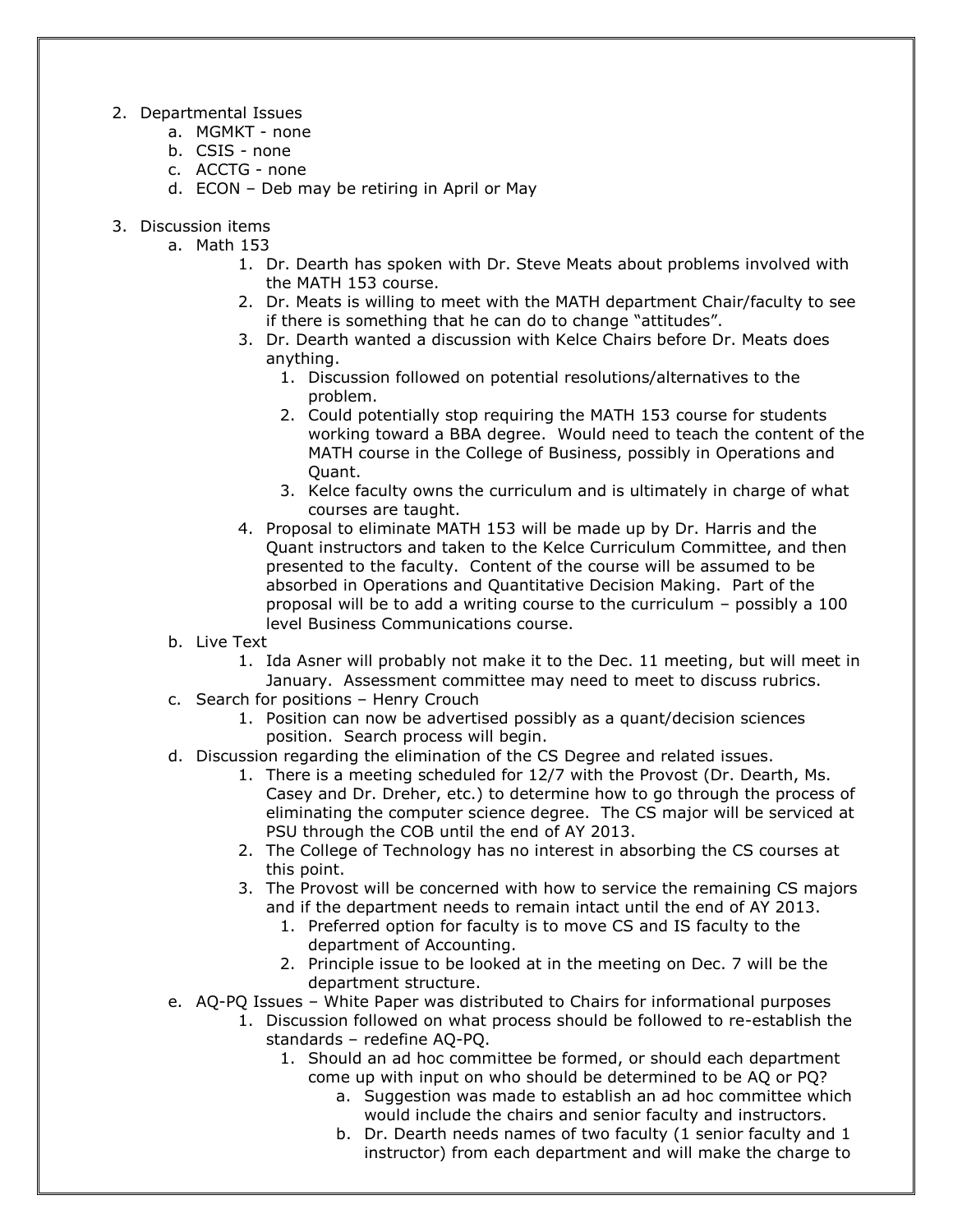2. Departmental Issues
    a. MGMKT - none
    b. CSIS - none
    c. ACCTG - none
    d. ECON – Deb may be retiring in April or May

3. Discussion items
    a. Math 153
        1. Dr. Dearth has spoken with Dr. Steve Meats about problems involved with the MATH 153 course.
        2. Dr. Meats is willing to meet with the MATH department Chair/faculty to see if there is something that he can do to change "attitudes".
        3. Dr. Dearth wanted a discussion with Kelce Chairs before Dr. Meats does anything.
            1. Discussion followed on potential resolutions/alternatives to the problem.
            2. Could potentially stop requiring the MATH 153 course for students working toward a BBA degree. Would need to teach the content of the MATH course in the College of Business, possibly in Operations and Quant.
            3. Kelce faculty owns the curriculum and is ultimately in charge of what courses are taught.
        4. Proposal to eliminate MATH 153 will be made up by Dr. Harris and the Quant instructors and taken to the Kelce Curriculum Committee, and then presented to the faculty. Content of the course will be assumed to be absorbed in Operations and Quantitative Decision Making. Part of the proposal will be to add a writing course to the curriculum – possibly a 100 level Business Communications course.
    b. Live Text
        1. Ida Asner will probably not make it to the Dec. 11 meeting, but will meet in January. Assessment committee may need to meet to discuss rubrics.
    c. Search for positions – Henry Crouch
        1. Position can now be advertised possibly as a quant/decision sciences position. Search process will begin.
    d. Discussion regarding the elimination of the CS Degree and related issues.
        1. There is a meeting scheduled for 12/7 with the Provost (Dr. Dearth, Ms. Casey and Dr. Dreher, etc.) to determine how to go through the process of eliminating the computer science degree. The CS major will be serviced at PSU through the COB until the end of AY 2013.
        2. The College of Technology has no interest in absorbing the CS courses at this point.
        3. The Provost will be concerned with how to service the remaining CS majors and if the department needs to remain intact until the end of AY 2013.
            1. Preferred option for faculty is to move CS and IS faculty to the department of Accounting.
            2. Principle issue to be looked at in the meeting on Dec. 7 will be the department structure.
    e. AQ-PQ Issues – White Paper was distributed to Chairs for informational purposes
        1. Discussion followed on what process should be followed to re-establish the standards – redefine AQ-PQ.
            1. Should an ad hoc committee be formed, or should each department come up with input on who should be determined to be AQ or PQ?
                a. Suggestion was made to establish an ad hoc committee which would include the chairs and senior faculty and instructors.
                b. Dr. Dearth needs names of two faculty (1 senior faculty and 1 instructor) from each department and will make the charge to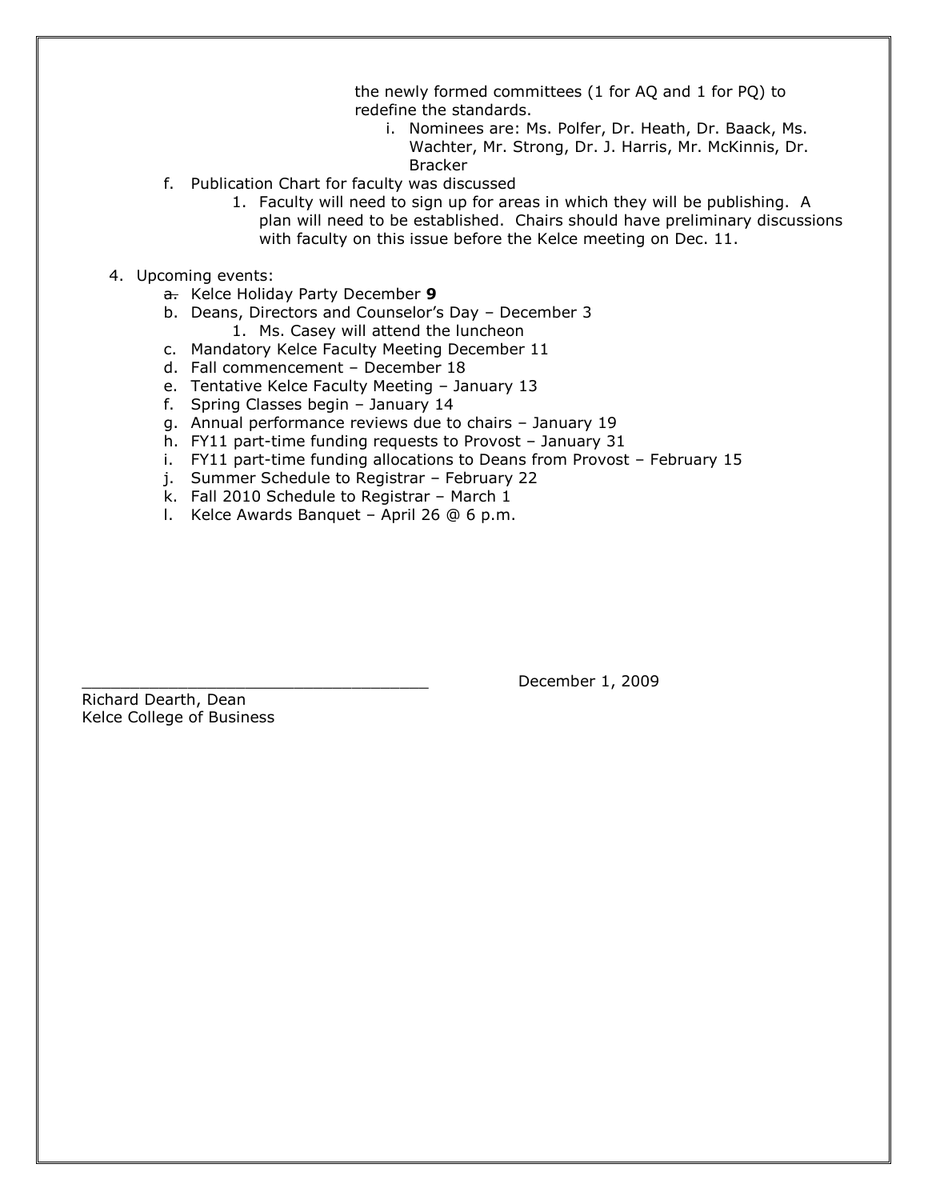the newly formed committees (1 for AQ and 1 for PQ) to redefine the standards.

        i. Nominees are: Ms. Polfer, Dr. Heath, Dr. Baack, Ms. Wachter, Mr. Strong, Dr. J. Harris, Mr. McKinnis, Dr. Bracker

   f. Publication Chart for faculty was discussed
      1. Faculty will need to sign up for areas in which they will be publishing. A plan will need to be established. Chairs should have preliminary discussions with faculty on this issue before the Kelce meeting on Dec. 11.

4. Upcoming events:
   a. Kelce Holiday Party December **9**
   b. Deans, Directors and Counselor's Day – December 3
      1. Ms. Casey will attend the luncheon
   c. Mandatory Kelce Faculty Meeting December 11
   d. Fall commencement – December 18
   e. Tentative Kelce Faculty Meeting – January 13
   f. Spring Classes begin – January 14
   g. Annual performance reviews due to chairs – January 19
   h. FY11 part-time funding requests to Provost – January 31
   i. FY11 part-time funding allocations to Deans from Provost – February 15
   j. Summer Schedule to Registrar – February 22
   k. Fall 2010 Schedule to Registrar – March 1
   l. Kelce Awards Banquet – April 26 @ 6 p.m.

____________________________________ December 1, 2009

Richard Dearth, Dean
Kelce College of Business